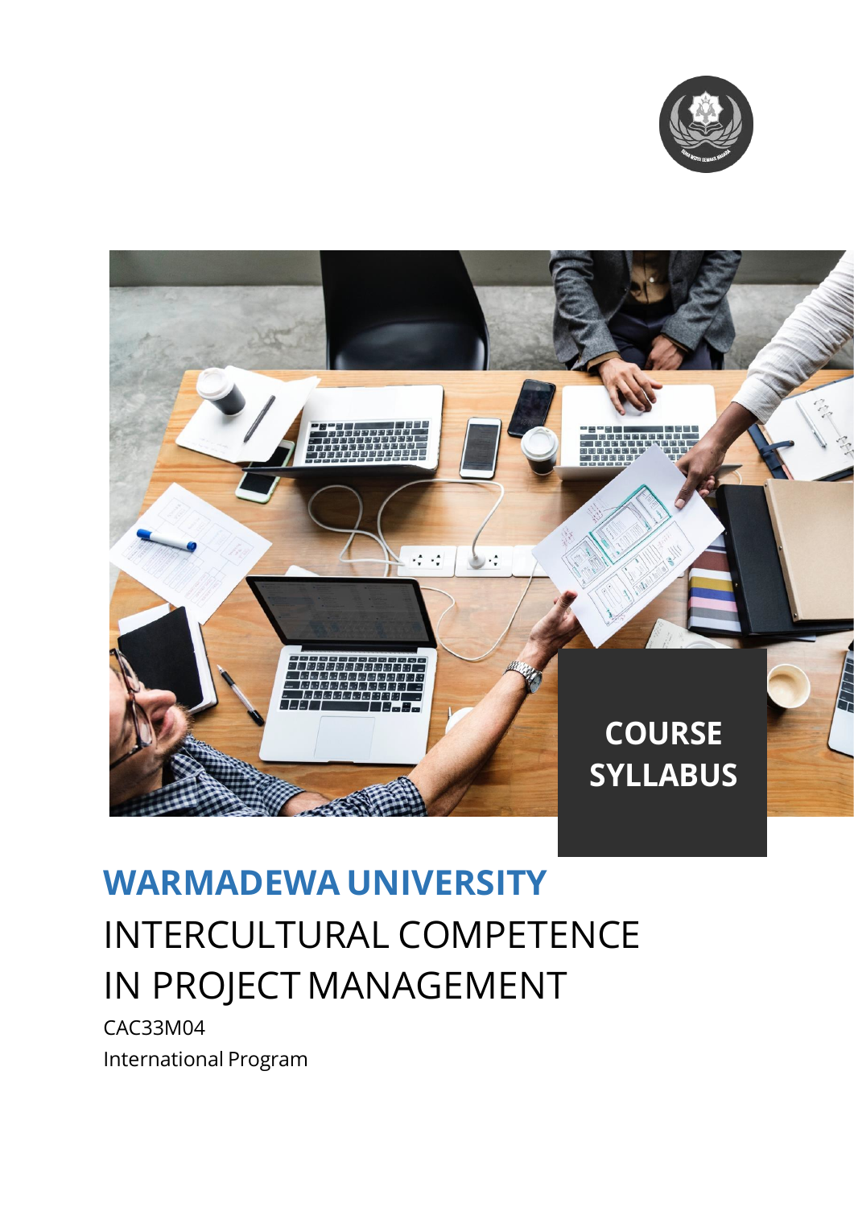**COURSE SYLLABUS**

# WARMADEWA UNIVERSITY

## INTERCULTURAL COMPETENCE IN PROJECT MANAGEMENT

CAC33M04

International Program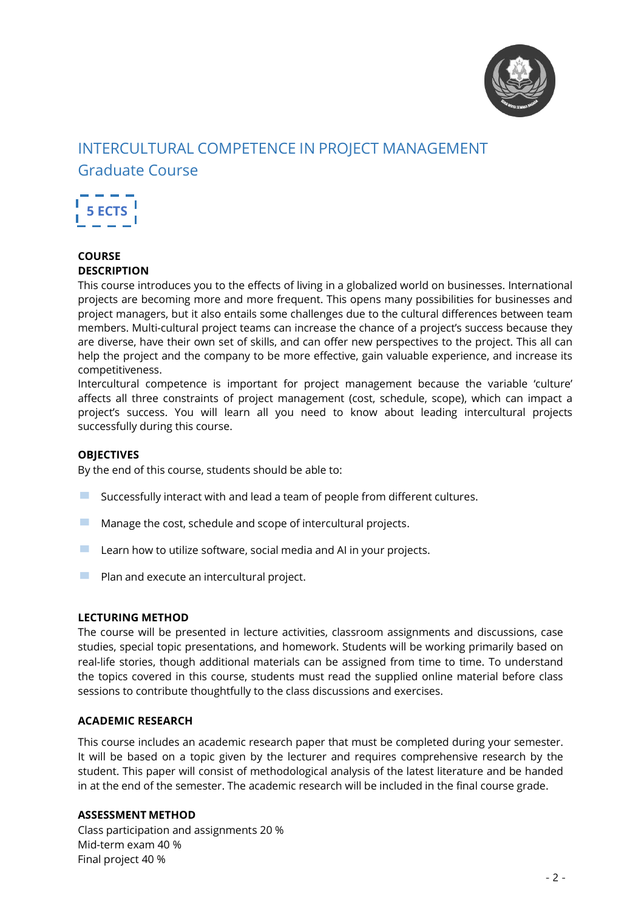# INTERCULTURAL COMPETENCE IN PROJECT MANAGEMENT

## Graduate Course

**5 ECTS**

### COURSE DESCRIPTION

This course introduces you to the effects of living in a globalized world on businesses. International projects are becoming more and more frequent. This opens many possibilities for businesses and project managers, but it also entails some challenges due to the cultural differences between team members. Multi-cultural project teams can increase the chance of a project's success because they are diverse, have their own set of skills, and can offer new perspectives to the project. This all can help the project and the company to be more effective, gain valuable experience, and increase its competitiveness.

Intercultural competence is important for project management because the variable 'culture' affects all three constraints of project management (cost, schedule, scope), which can impact a project's success. You will learn all you need to know about leading intercultural projects successfully during this course.

### OBJECTIVES

By the end of this course, students should be able to:

- Successfully interact with and lead a team of people from different cultures.
- Manage the cost, schedule and scope of intercultural projects.
- Learn how to utilize software, social media and AI in your projects.
- Plan and execute an intercultural project.

### LECTURING METHOD

The course will be presented in lecture activities, classroom assignments and discussions, case studies, special topic presentations, and homework. Students will be working primarily based on real-life stories, though additional materials can be assigned from time to time. To understand the topics covered in this course, students must read the supplied online material before class sessions to contribute thoughtfully to the class discussions and exercises.

### ACADEMIC RESEARCH

This course includes an academic research paper that must be completed during your semester. It will be based on a topic given by the lecturer and requires comprehensive research by the student. This paper will consist of methodological analysis of the latest literature and be handed in at the end of the semester. The academic research will be included in the final course grade.

### ASSESSMENT METHOD

Class participation and assignments 20 %
Mid-term exam 40 %
Final project 40 %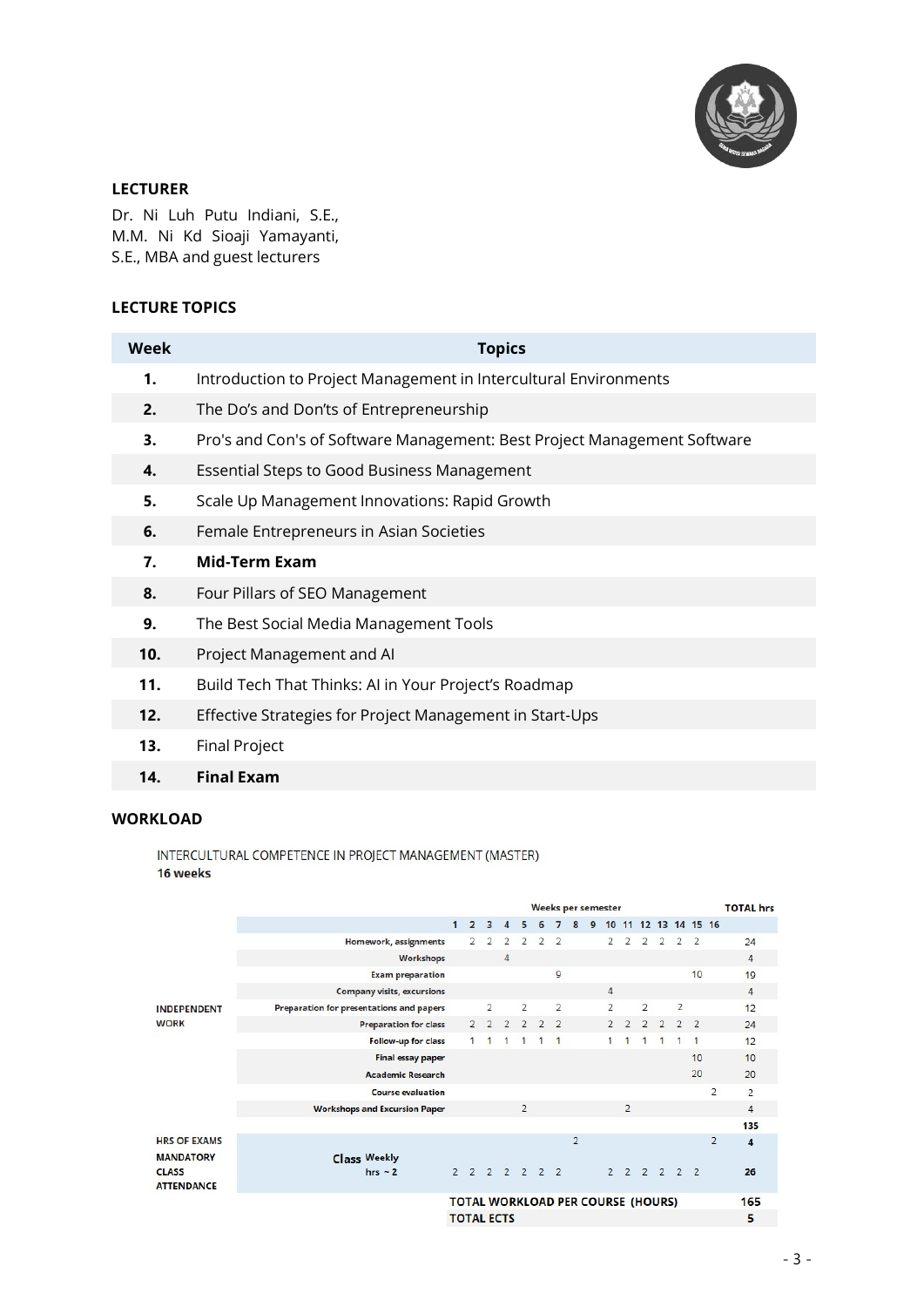**LECTURER**

Dr. Ni Luh Putu Indiani, S.E., M.M. Ni Kd Sioaji Yamayanti, S.E., MBA and guest lecturers

**LECTURE TOPICS**

| Week | Topics |
|---|---|
| **1.** | Introduction to Project Management in Intercultural Environments |
| **2.** | The Do's and Don'ts of Entrepreneurship |
| **3.** | Pro's and Con's of Software Management: Best Project Management Software |
| **4.** | Essential Steps to Good Business Management |
| **5.** | Scale Up Management Innovations: Rapid Growth |
| **6.** | Female Entrepreneurs in Asian Societies |
| **7.** | **Mid-Term Exam** |
| **8.** | Four Pillars of SEO Management |
| **9.** | The Best Social Media Management Tools |
| **10.** | Project Management and AI |
| **11.** | Build Tech That Thinks: AI in Your Project's Roadmap |
| **12.** | Effective Strategies for Project Management in Start-Ups |
| **13.** | Final Project |
| **14.** | **Final Exam** |

**WORKLOAD**

INTERCULTURAL COMPETENCE IN PROJECT MANAGEMENT (MASTER)
**16 weeks**

| | | Weeks per semester | | | | | | | | | | | | | | | | TOTAL hrs |
|---|---|---|---|---|---|---|---|---|---|---|---|---|---|---|---|---|---|---|
| | | 1 | 2 | 3 | 4 | 5 | 6 | 7 | 8 | 9 | 10 | 11 | 12 | 13 | 14 | 15 | 16 | |
| INDEPENDENT WORK | Homework, assignments | | 2 | 2 | 2 | 2 | 2 | 2 | | | 2 | 2 | 2 | 2 | 2 | 2 | | 24 |
| | Workshops | | | | 4 | | | | | | | | | | | | | 4 |
| | Exam preparation | | | | | | | 9 | | | | | | | | 10 | | 19 |
| | Company visits, excursions | | | | | | | | | | 4 | | | | | | | 4 |
| | Preparation for presentations and papers | | | 2 | | 2 | | 2 | | | 2 | | 2 | | 2 | | | 12 |
| | Preparation for class | | 2 | 2 | 2 | 2 | 2 | 2 | | | 2 | 2 | 2 | 2 | 2 | 2 | | 24 |
| | Follow-up for class | | 1 | 1 | 1 | 1 | 1 | 1 | | | 1 | 1 | 1 | 1 | 1 | 1 | | 12 |
| | Final essay paper | | | | | | | | | | | | | | | 10 | | 10 |
| | Academic Research | | | | | | | | | | | | | | | 20 | | 20 |
| | Course evaluation | | | | | | | | | | | | | | | | 2 | 2 |
| | Workshops and Excursion Paper | | | | | 2 | | | | | | 2 | | | | | | 4 |
| | | | | | | | | | | | | | | | | | | 135 |
| HRS OF EXAMS | | | | | | | | | 2 | | | | | | | | 2 | 4 |
| MANDATORY CLASS ATTENDANCE | Class Weekly hrs ~ 2 | 2 | 2 | 2 | 2 | 2 | 2 | 2 | | | 2 | 2 | 2 | 2 | 2 | 2 | | 26 |
| | TOTAL WORKLOAD PER COURSE (HOURS) | | | | | | | | | | | | | | | | | 165 |
| | TOTAL ECTS | | | | | | | | | | | | | | | | | 5 |